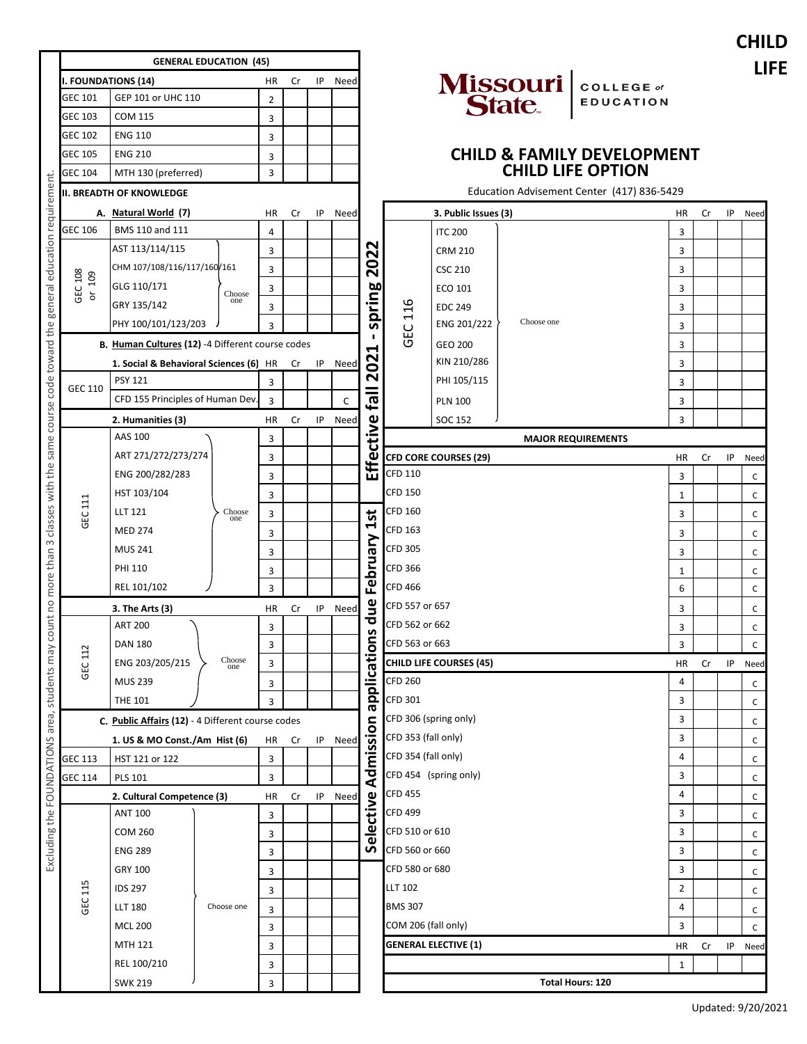# CHILD LIFE

Missouri State | COLLEGE of EDUCATION

## CHILD & FAMILY DEVELOPMENT
## CHILD LIFE OPTION

Education Advisement Center (417) 836-5429

Excluding the FOUNDATIONS area, students may count no more than 3 classes with the same course code toward the general education requirement.

Selective Admission applications due February 1st Effective fall 2021 - spring 2022

### GENERAL EDUCATION (45)

| I. FOUNDATIONS (14) | | HR | Cr | IP | Need |
|---|---|---|---|---|---|
| GEC 101 | GEP 101 or UHC 110 | 2 | | | |
| GEC 103 | COM 115 | 3 | | | |
| GEC 102 | ENG 110 | 3 | | | |
| GEC 105 | ENG 210 | 3 | | | |
| GEC 104 | MTH 130 (preferred) | 3 | | | |

**II. BREADTH OF KNOWLEDGE**

| A. Natural World (7) | | HR | Cr | IP | Need |
|---|---|---|---|---|---|
| GEC 106 | BMS 110 and 111 | 4 | | | |
| GEC 108 or 109 (Choose one) | AST 113/114/115 | 3 | | | |
| | CHM 107/108/116/117/160/161 | 3 | | | |
| | GLG 110/171 | 3 | | | |
| | GRY 135/142 | 3 | | | |
| | PHY 100/101/123/203 | 3 | | | |

**B. Human Cultures (12)** -4 Different course codes

| 1. Social & Behavioral Sciences (6) | | HR | Cr | IP | Need |
|---|---|---|---|---|---|
| GEC 110 | PSY 121 | 3 | | | |
| | CFD 155 Principles of Human Dev. | 3 | | | C |

| 2. Humanities (3) | | HR | Cr | IP | Need |
|---|---|---|---|---|---|
| GEC 111 (Choose one) | AAS 100 | 3 | | | |
| | ART 271/272/273/274 | 3 | | | |
| | ENG 200/282/283 | 3 | | | |
| | HST 103/104 | 3 | | | |
| | LLT 121 | 3 | | | |
| | MED 274 | 3 | | | |
| | MUS 241 | 3 | | | |
| | PHI 110 | 3 | | | |
| | REL 101/102 | 3 | | | |

| 3. The Arts (3) | | HR | Cr | IP | Need |
|---|---|---|---|---|---|
| GEC 112 (Choose one) | ART 200 | 3 | | | |
| | DAN 180 | 3 | | | |
| | ENG 203/205/215 | 3 | | | |
| | MUS 239 | 3 | | | |
| | THE 101 | 3 | | | |

**C. Public Affairs (12)** - 4 Different course codes

| 1. US & MO Const./Am Hist (6) | | HR | Cr | IP | Need |
|---|---|---|---|---|---|
| GEC 113 | HST 121 or 122 | 3 | | | |
| GEC 114 | PLS 101 | 3 | | | |

| 2. Cultural Competence (3) | | HR | Cr | IP | Need |
|---|---|---|---|---|---|
| GEC 115 (Choose one) | ANT 100 | 3 | | | |
| | COM 260 | 3 | | | |
| | ENG 289 | 3 | | | |
| | GRY 100 | 3 | | | |
| | IDS 297 | 3 | | | |
| | LLT 180 | 3 | | | |
| | MCL 200 | 3 | | | |
| | MTH 121 | 3 | | | |
| | REL 100/210 | 3 | | | |
| | SWK 219 | 3 | | | |

| 3. Public Issues (3) | | HR | Cr | IP | Need |
|---|---|---|---|---|---|
| GEC 116 (Choose one) | ITC 200 | 3 | | | |
| | CRM 210 | 3 | | | |
| | CSC 210 | 3 | | | |
| | ECO 101 | 3 | | | |
| | EDC 249 | 3 | | | |
| | ENG 201/222 | 3 | | | |
| | GEO 200 | 3 | | | |
| | KIN 210/286 | 3 | | | |
| | PHI 105/115 | 3 | | | |
| | PLN 100 | 3 | | | |
| | SOC 152 | 3 | | | |

### MAJOR REQUIREMENTS

| CFD CORE COURSES (29) | HR | Cr | IP | Need |
|---|---|---|---|---|
| CFD 110 | 3 | | | C |
| CFD 150 | 1 | | | C |
| CFD 160 | 3 | | | C |
| CFD 163 | 3 | | | C |
| CFD 305 | 3 | | | C |
| CFD 366 | 1 | | | C |
| CFD 466 | 6 | | | C |
| CFD 557 or 657 | 3 | | | C |
| CFD 562 or 662 | 3 | | | C |
| CFD 563 or 663 | 3 | | | C |

| CHILD LIFE COURSES (45) | HR | Cr | IP | Need |
|---|---|---|---|---|
| CFD 260 | 4 | | | C |
| CFD 301 | 3 | | | C |
| CFD 306 (spring only) | 3 | | | C |
| CFD 353 (fall only) | 3 | | | C |
| CFD 354 (fall only) | 4 | | | C |
| CFD 454 (spring only) | 3 | | | C |
| CFD 455 | 4 | | | C |
| CFD 499 | 3 | | | C |
| CFD 510 or 610 | 3 | | | C |
| CFD 560 or 660 | 3 | | | C |
| CFD 580 or 680 | 3 | | | C |
| LLT 102 | 2 | | | C |
| BMS 307 | 4 | | | C |
| COM 206 (fall only) | 3 | | | C |

| GENERAL ELECTIVE (1) | HR | Cr | IP | Need |
|---|---|---|---|---|
| | 1 | | | |

**Total Hours: 120**

Updated: 9/20/2021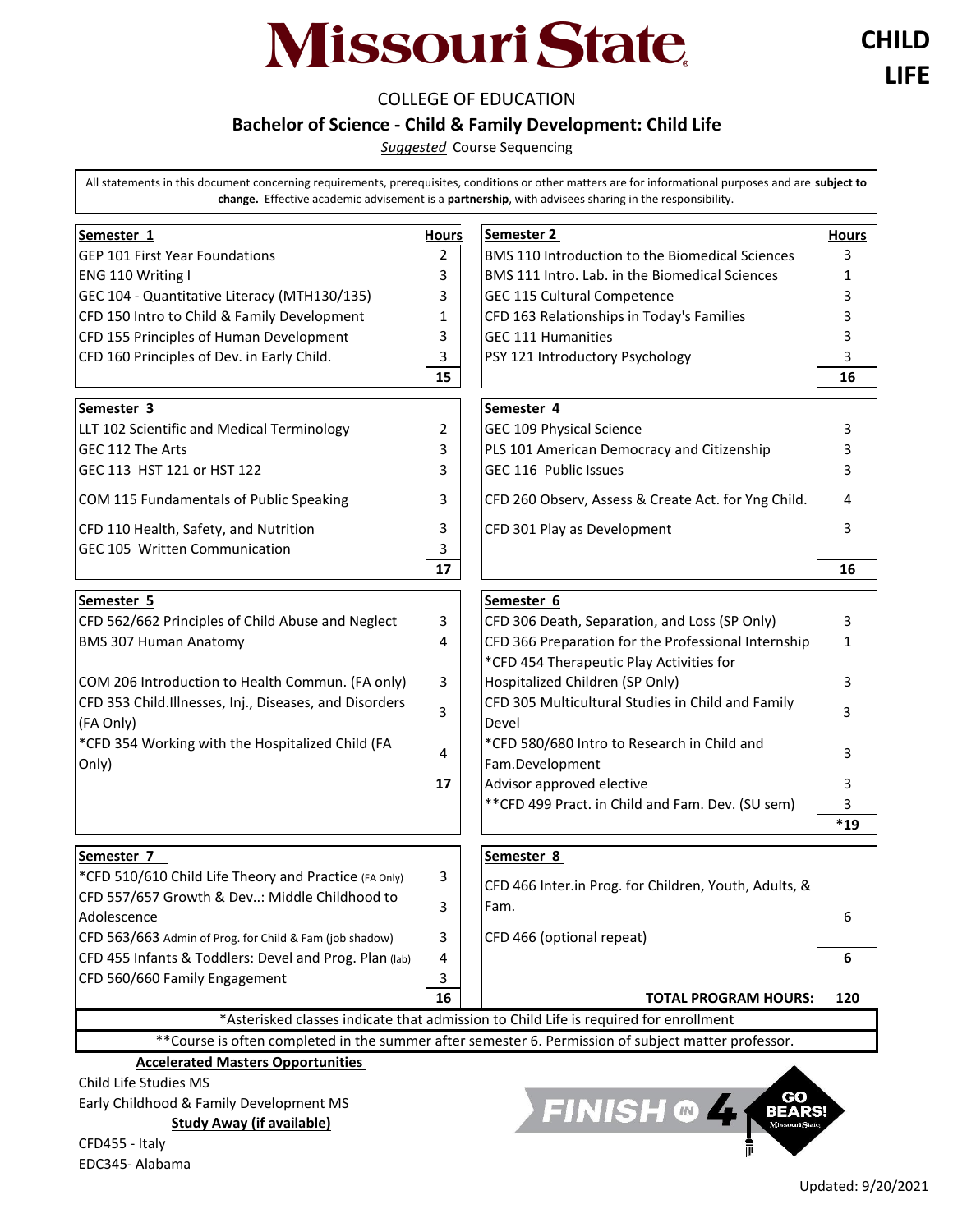# Missouri State

**CHILD LIFE**

COLLEGE OF EDUCATION

## Bachelor of Science - Child & Family Development: Child Life

*Suggested* Course Sequencing

All statements in this document concerning requirements, prerequisites, conditions or other matters are for informational purposes and are **subject to change.** Effective academic advisement is a **partnership**, with advisees sharing in the responsibility.

| Semester 1 | Hours | Semester 2 | Hours |
|---|---|---|---|
| GEP 101 First Year Foundations | 2 | BMS 110 Introduction to the Biomedical Sciences | 3 |
| ENG 110 Writing I | 3 | BMS 111 Intro. Lab. in the Biomedical Sciences | 1 |
| GEC 104 - Quantitative Literacy (MTH130/135) | 3 | GEC 115 Cultural Competence | 3 |
| CFD 150 Intro to Child & Family Development | 1 | CFD 163 Relationships in Today's Families | 3 |
| CFD 155 Principles of Human Development | 3 | GEC 111 Humanities | 3 |
| CFD 160 Principles of Dev. in Early Child. | 3 | PSY 121 Introductory Psychology | 3 |
| | **15** | | **16** |

| Semester 3 | Hours | Semester 4 | Hours |
|---|---|---|---|
| LLT 102 Scientific and Medical Terminology | 2 | GEC 109 Physical Science | 3 |
| GEC 112 The Arts | 3 | PLS 101 American Democracy and Citizenship | 3 |
| GEC 113 HST 121 or HST 122 | 3 | GEC 116 Public Issues | 3 |
| COM 115 Fundamentals of Public Speaking | 3 | CFD 260 Observ, Assess & Create Act. for Yng Child. | 4 |
| CFD 110 Health, Safety, and Nutrition | 3 | CFD 301 Play as Development | 3 |
| GEC 105 Written Communication | 3 | | |
| | **17** | | **16** |

| Semester 5 | Hours | Semester 6 | Hours |
|---|---|---|---|
| CFD 562/662 Principles of Child Abuse and Neglect | 3 | CFD 306 Death, Separation, and Loss (SP Only) | 3 |
| BMS 307 Human Anatomy | 4 | CFD 366 Preparation for the Professional Internship | 1 |
| COM 206 Introduction to Health Commun. (FA only) | 3 | *CFD 454 Therapeutic Play Activities for Hospitalized Children (SP Only) | 3 |
| CFD 353 Child.Illnesses, Inj., Diseases, and Disorders (FA Only) | 3 | CFD 305 Multicultural Studies in Child and Family Devel | 3 |
| *CFD 354 Working with the Hospitalized Child (FA Only) | 4 | *CFD 580/680 Intro to Research in Child and Fam.Development | 3 |
| | **17** | Advisor approved elective | 3 |
| | | **CFD 499 Pract. in Child and Fam. Dev. (SU sem) | 3 |
| | | | ***19** |

| Semester 7 | Hours | Semester 8 | Hours |
|---|---|---|---|
| *CFD 510/610 Child Life Theory and Practice (FA Only) | 3 | CFD 466 Inter.in Prog. for Children, Youth, Adults, & Fam. | 6 |
| CFD 557/657 Growth & Dev..: Middle Childhood to Adolescence | 3 | CFD 466 (optional repeat) | |
| CFD 563/663 Admin of Prog. for Child & Fam (job shadow) | 3 | | |
| CFD 455 Infants & Toddlers: Devel and Prog. Plan (lab) | 4 | | **6** |
| CFD 560/660 Family Engagement | 3 | | |
| | **16** | **TOTAL PROGRAM HOURS:** | **120** |

*Asterisked classes indicate that admission to Child Life is required for enrollment

**Course is often completed in the summer after semester 6. Permission of subject matter professor.

**Accelerated Masters Opportunities**

Child Life Studies MS

Early Childhood & Family Development MS

**Study Away (if available)**

CFD455 - Italy

EDC345- Alabama

FINISH IN 4 GO BEARS! Missouri State

Updated: 9/20/2021